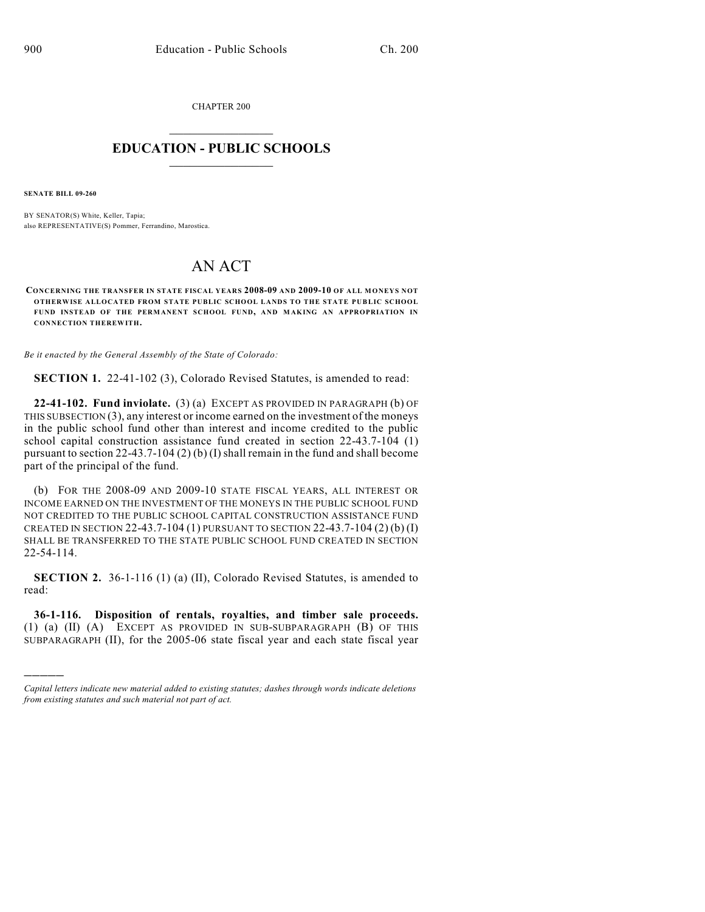CHAPTER 200

# EDUCATION - PUBLIC SCHOOLS

**SENATE BILL 09-260**

BY SENATOR(S) White, Keller, Tapia;
also REPRESENTATIVE(S) Pommer, Ferrandino, Marostica.

# AN ACT

**CONCERNING THE TRANSFER IN STATE FISCAL YEARS 2008-09 AND 2009-10 OF ALL MONEYS NOT OTHERWISE ALLOCATED FROM STATE PUBLIC SCHOOL LANDS TO THE STATE PUBLIC SCHOOL FUND INSTEAD OF THE PERMANENT SCHOOL FUND, AND MAKING AN APPROPRIATION IN CONNECTION THEREWITH.**

*Be it enacted by the General Assembly of the State of Colorado:*

**SECTION 1.** 22-41-102 (3), Colorado Revised Statutes, is amended to read:

**22-41-102. Fund inviolate.** (3) (a) EXCEPT AS PROVIDED IN PARAGRAPH (b) OF THIS SUBSECTION (3), any interest or income earned on the investment of the moneys in the public school fund other than interest and income credited to the public school capital construction assistance fund created in section 22-43.7-104 (1) pursuant to section 22-43.7-104 (2) (b) (I) shall remain in the fund and shall become part of the principal of the fund.

(b) FOR THE 2008-09 AND 2009-10 STATE FISCAL YEARS, ALL INTEREST OR INCOME EARNED ON THE INVESTMENT OF THE MONEYS IN THE PUBLIC SCHOOL FUND NOT CREDITED TO THE PUBLIC SCHOOL CAPITAL CONSTRUCTION ASSISTANCE FUND CREATED IN SECTION 22-43.7-104 (1) PURSUANT TO SECTION 22-43.7-104 (2) (b) (I) SHALL BE TRANSFERRED TO THE STATE PUBLIC SCHOOL FUND CREATED IN SECTION 22-54-114.

**SECTION 2.** 36-1-116 (1) (a) (II), Colorado Revised Statutes, is amended to read:

**36-1-116. Disposition of rentals, royalties, and timber sale proceeds.** (1) (a) (II) (A) EXCEPT AS PROVIDED IN SUB-SUBPARAGRAPH (B) OF THIS SUBPARAGRAPH (II), for the 2005-06 state fiscal year and each state fiscal year

*Capital letters indicate new material added to existing statutes; dashes through words indicate deletions from existing statutes and such material not part of act.*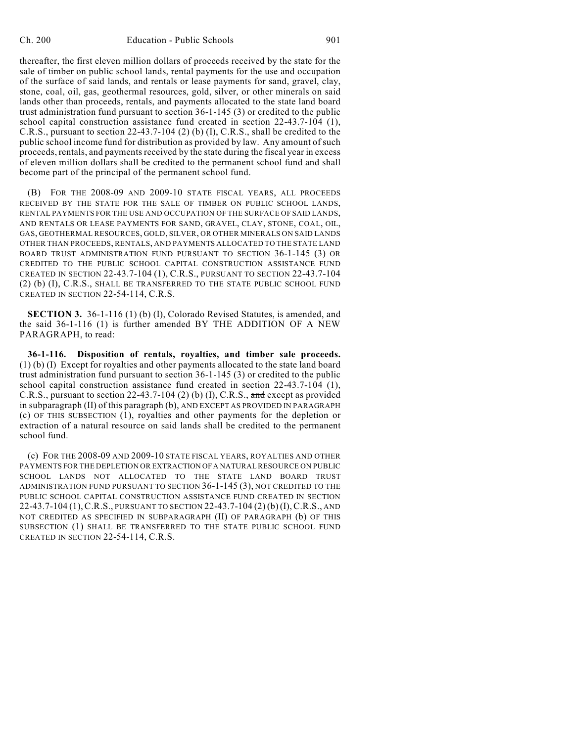thereafter, the first eleven million dollars of proceeds received by the state for the sale of timber on public school lands, rental payments for the use and occupation of the surface of said lands, and rentals or lease payments for sand, gravel, clay, stone, coal, oil, gas, geothermal resources, gold, silver, or other minerals on said lands other than proceeds, rentals, and payments allocated to the state land board trust administration fund pursuant to section 36-1-145 (3) or credited to the public school capital construction assistance fund created in section 22-43.7-104 (1), C.R.S., pursuant to section 22-43.7-104 (2) (b) (I), C.R.S., shall be credited to the public school income fund for distribution as provided by law. Any amount of such proceeds, rentals, and payments received by the state during the fiscal year in excess of eleven million dollars shall be credited to the permanent school fund and shall become part of the principal of the permanent school fund.

(B) FOR THE 2008-09 AND 2009-10 STATE FISCAL YEARS, ALL PROCEEDS RECEIVED BY THE STATE FOR THE SALE OF TIMBER ON PUBLIC SCHOOL LANDS, RENTAL PAYMENTS FOR THE USE AND OCCUPATION OF THE SURFACE OF SAID LANDS, AND RENTALS OR LEASE PAYMENTS FOR SAND, GRAVEL, CLAY, STONE, COAL, OIL, GAS, GEOTHERMAL RESOURCES, GOLD, SILVER, OR OTHER MINERALS ON SAID LANDS OTHER THAN PROCEEDS, RENTALS, AND PAYMENTS ALLOCATED TO THE STATE LAND BOARD TRUST ADMINISTRATION FUND PURSUANT TO SECTION 36-1-145 (3) OR CREDITED TO THE PUBLIC SCHOOL CAPITAL CONSTRUCTION ASSISTANCE FUND CREATED IN SECTION 22-43.7-104 (1), C.R.S., PURSUANT TO SECTION 22-43.7-104 (2) (b) (I), C.R.S., SHALL BE TRANSFERRED TO THE STATE PUBLIC SCHOOL FUND CREATED IN SECTION 22-54-114, C.R.S.

**SECTION 3.** 36-1-116 (1) (b) (I), Colorado Revised Statutes, is amended, and the said 36-1-116 (1) is further amended BY THE ADDITION OF A NEW PARAGRAPH, to read:

**36-1-116. Disposition of rentals, royalties, and timber sale proceeds.** (1) (b) (I) Except for royalties and other payments allocated to the state land board trust administration fund pursuant to section 36-1-145 (3) or credited to the public school capital construction assistance fund created in section 22-43.7-104 (1), C.R.S., pursuant to section 22-43.7-104 (2) (b) (I), C.R.S., ~~and~~ except as provided in subparagraph (II) of this paragraph (b), AND EXCEPT AS PROVIDED IN PARAGRAPH (c) OF THIS SUBSECTION (1), royalties and other payments for the depletion or extraction of a natural resource on said lands shall be credited to the permanent school fund.

(c) FOR THE 2008-09 AND 2009-10 STATE FISCAL YEARS, ROYALTIES AND OTHER PAYMENTS FOR THE DEPLETION OR EXTRACTION OF A NATURAL RESOURCE ON PUBLIC SCHOOL LANDS NOT ALLOCATED TO THE STATE LAND BOARD TRUST ADMINISTRATION FUND PURSUANT TO SECTION 36-1-145 (3), NOT CREDITED TO THE PUBLIC SCHOOL CAPITAL CONSTRUCTION ASSISTANCE FUND CREATED IN SECTION 22-43.7-104 (1), C.R.S., PURSUANT TO SECTION 22-43.7-104 (2) (b) (I), C.R.S., AND NOT CREDITED AS SPECIFIED IN SUBPARAGRAPH (II) OF PARAGRAPH (b) OF THIS SUBSECTION (1) SHALL BE TRANSFERRED TO THE STATE PUBLIC SCHOOL FUND CREATED IN SECTION 22-54-114, C.R.S.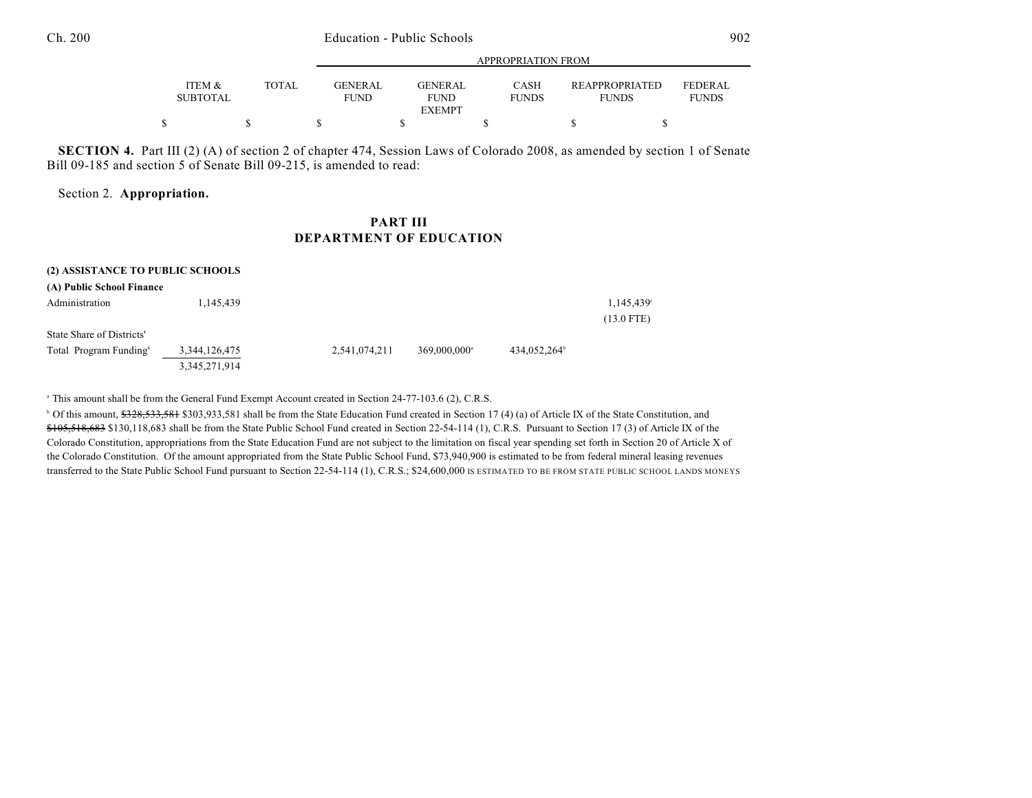**SECTION 4.** Part III (2) (A) of section 2 of chapter 474, Session Laws of Colorado 2008, as amended by section 1 of Senate Bill 09-185 and section 5 of Senate Bill 09-215, is amended to read:

Section 2. **Appropriation.**

## PART III
## DEPARTMENT OF EDUCATION

| | ITEM & SUBTOTAL | TOTAL | GENERAL FUND | GENERAL FUND EXEMPT | CASH FUNDS | REAPPROPRIATED FUNDS | FEDERAL FUNDS |
|---|---|---|---|---|---|---|---|
| | $ | $ | $ | $ | $ | $ | $ |
| **(2) ASSISTANCE TO PUBLIC SCHOOLS** | | | | | | | |
| **(A) Public School Finance** | | | | | | | |
| Administration | 1,145,439 | | | | | 1,145,439[c] | |
| | | | | | | (13.0 FTE) | |
| State Share of Districts' Total Program Funding[6] | 3,344,126,475 | | 2,541,074,211 | 369,000,000[a] | 434,052,264[b] | | |
| | 3,345,271,914 | | | | | | |

[a] This amount shall be from the General Fund Exempt Account created in Section 24-77-103.6 (2), C.R.S.

[b] Of this amount, ~~$328,533,581~~ $303,933,581 shall be from the State Education Fund created in Section 17 (4) (a) of Article IX of the State Constitution, and ~~$105,518,683~~ $130,118,683 shall be from the State Public School Fund created in Section 22-54-114 (1), C.R.S. Pursuant to Section 17 (3) of Article IX of the Colorado Constitution, appropriations from the State Education Fund are not subject to the limitation on fiscal year spending set forth in Section 20 of Article X of the Colorado Constitution. Of the amount appropriated from the State Public School Fund, $73,940,900 is estimated to be from federal mineral leasing revenues transferred to the State Public School Fund pursuant to Section 22-54-114 (1), C.R.S.; $24,600,000 IS ESTIMATED TO BE FROM STATE PUBLIC SCHOOL LANDS MONEYS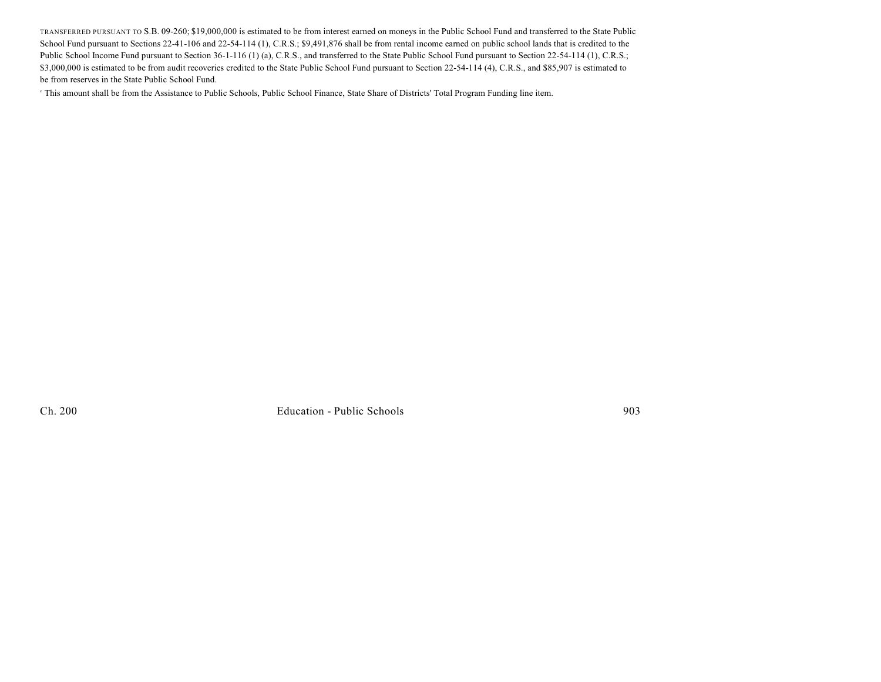TRANSFERRED PURSUANT TO S.B. 09-260; $19,000,000 is estimated to be from interest earned on moneys in the Public School Fund and transferred to the State Public School Fund pursuant to Sections 22-41-106 and 22-54-114 (1), C.R.S.; $9,491,876 shall be from rental income earned on public school lands that is credited to the Public School Income Fund pursuant to Section 36-1-116 (1) (a), C.R.S., and transferred to the State Public School Fund pursuant to Section 22-54-114 (1), C.R.S.; $3,000,000 is estimated to be from audit recoveries credited to the State Public School Fund pursuant to Section 22-54-114 (4), C.R.S., and $85,907 is estimated to be from reserves in the State Public School Fund.

[c] This amount shall be from the Assistance to Public Schools, Public School Finance, State Share of Districts' Total Program Funding line item.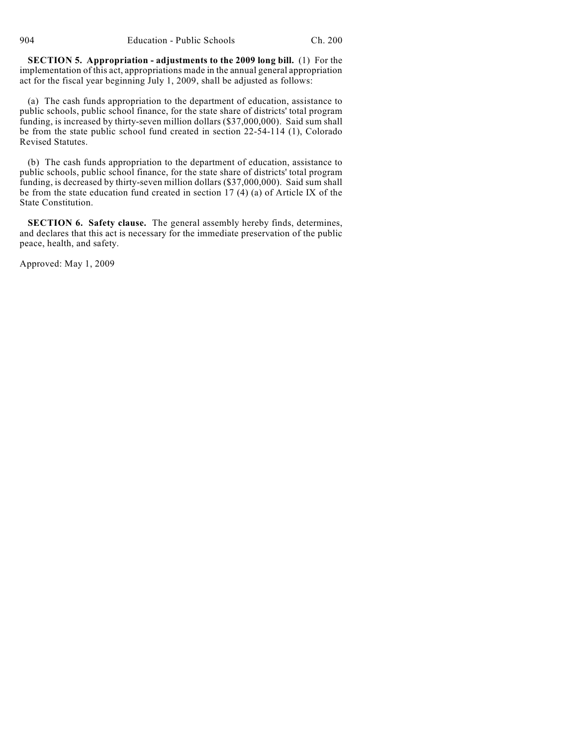**SECTION 5. Appropriation - adjustments to the 2009 long bill.** (1) For the implementation of this act, appropriations made in the annual general appropriation act for the fiscal year beginning July 1, 2009, shall be adjusted as follows:

(a) The cash funds appropriation to the department of education, assistance to public schools, public school finance, for the state share of districts' total program funding, is increased by thirty-seven million dollars ($37,000,000). Said sum shall be from the state public school fund created in section 22-54-114 (1), Colorado Revised Statutes.

(b) The cash funds appropriation to the department of education, assistance to public schools, public school finance, for the state share of districts' total program funding, is decreased by thirty-seven million dollars ($37,000,000). Said sum shall be from the state education fund created in section 17 (4) (a) of Article IX of the State Constitution.

**SECTION 6. Safety clause.** The general assembly hereby finds, determines, and declares that this act is necessary for the immediate preservation of the public peace, health, and safety.

Approved: May 1, 2009